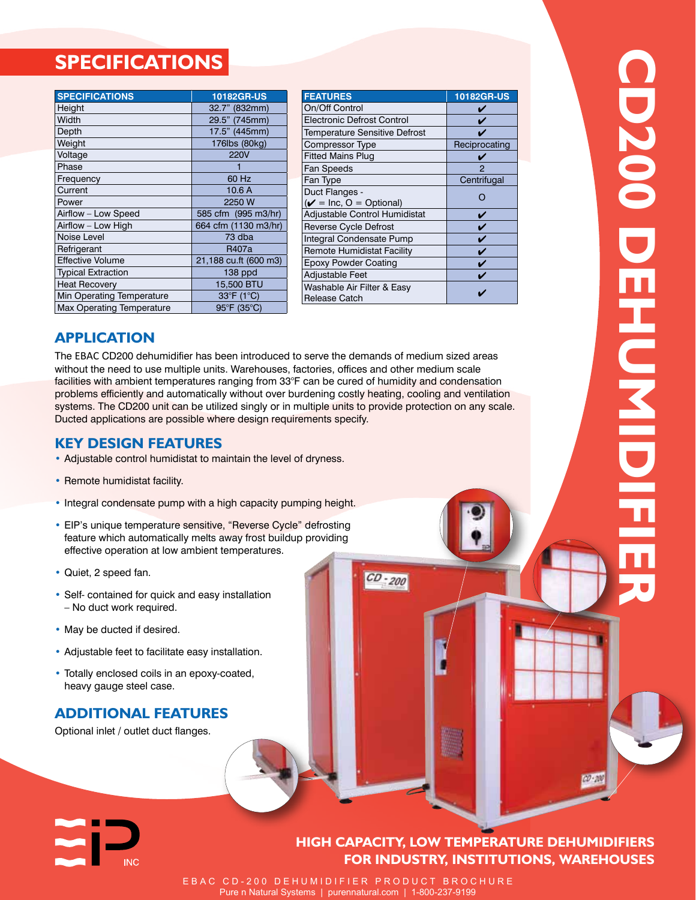# CD200 DEHUMIDIFIER

## SPECIFICATIONS

| SPECIFICATIONS | 10182GR-US |
|---|---|
| Height | 32.7" (832mm) |
| Width | 29.5" (745mm) |
| Depth | 17.5" (445mm) |
| Weight | 176lbs (80kg) |
| Voltage | 220V |
| Phase | 1 |
| Frequency | 60 Hz |
| Current | 10.6 A |
| Power | 2250 W |
| Airflow – Low Speed | 585 cfm (995 m3/hr) |
| Airflow – Low High | 664 cfm (1130 m3/hr) |
| Noise Level | 73 dba |
| Refrigerant | R407a |
| Effective Volume | 21,188 cu.ft (600 m3) |
| Typical Extraction | 138 ppd |
| Heat Recovery | 15,500 BTU |
| Min Operating Temperature | 33°F (1°C) |
| Max Operating Temperature | 95°F (35°C) |

| FEATURES | 10182GR-US |
|---|---|
| On/Off Control | ✔ |
| Electronic Defrost Control | ✔ |
| Temperature Sensitive Defrost | ✔ |
| Compressor Type | Reciprocating |
| Fitted Mains Plug | ✔ |
| Fan Speeds | 2 |
| Fan Type | Centrifugal |
| Duct Flanges - (✔ = Inc, O = Optional) | O |
| Adjustable Control Humidistat | ✔ |
| Reverse Cycle Defrost | ✔ |
| Integral Condensate Pump | ✔ |
| Remote Humidistat Facility | ✔ |
| Epoxy Powder Coating | ✔ |
| Adjustable Feet | ✔ |
| Washable Air Filter & Easy Release Catch | ✔ |

## APPLICATION

The EBAC CD200 dehumidifier has been introduced to serve the demands of medium sized areas without the need to use multiple units. Warehouses, factories, offices and other medium scale facilities with ambient temperatures ranging from 33°F can be cured of humidity and condensation problems efficiently and automatically without over burdening costly heating, cooling and ventilation systems. The CD200 unit can be utilized singly or in multiple units to provide protection on any scale. Ducted applications are possible where design requirements specify.

## KEY DESIGN FEATURES

- Adjustable control humidistat to maintain the level of dryness.
- Remote humidistat facility.
- Integral condensate pump with a high capacity pumping height.
- EIP's unique temperature sensitive, "Reverse Cycle" defrosting feature which automatically melts away frost buildup providing effective operation at low ambient temperatures.
- Quiet, 2 speed fan.
- Self- contained for quick and easy installation – No duct work required.
- May be ducted if desired.
- Adjustable feet to facilitate easy installation.
- Totally enclosed coils in an epoxy-coated, heavy gauge steel case.

## ADDITIONAL FEATURES

Optional inlet / outlet duct flanges.

**HIGH CAPACITY, LOW TEMPERATURE DEHUMIDIFIERS FOR INDUSTRY, INSTITUTIONS, WAREHOUSES**

EBAC CD-200 DEHUMIDIFIER PRODUCT BROCHURE

Pure n Natural Systems | purennatural.com | 1-800-237-9199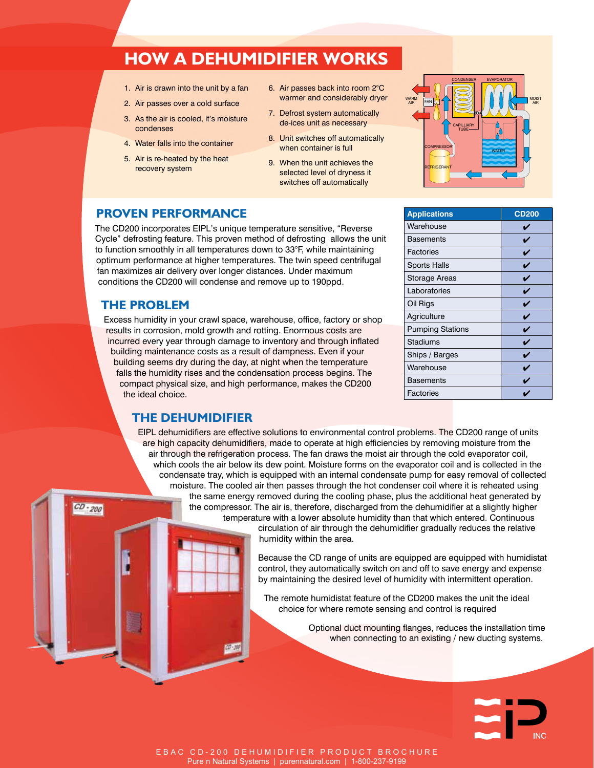# HOW A DEHUMIDIFIER WORKS

1. Air is drawn into the unit by a fan
2. Air passes over a cold surface
3. As the air is cooled, it's moisture condenses
4. Water falls into the container
5. Air is re-heated by the heat recovery system
6. Air passes back into room 2°C warmer and considerably dryer
7. Defrost system automatically de-ices unit as necessary
8. Unit switches off automatically when container is full
9. When the unit achieves the selected level of dryness it switches off automatically

CONDENSER
EVAPORATOR
WARM AIR
FAN
MOIST AIR
CAPILLIARY TUBE
COMPRESSOR
WATER
REFRIGERANT

## PROVEN PERFORMANCE

The CD200 incorporates EIPL's unique temperature sensitive, "Reverse Cycle" defrosting feature. This proven method of defrosting allows the unit to function smoothly in all temperatures down to 33°F, while maintaining optimum performance at higher temperatures. The twin speed centrifugal fan maximizes air delivery over longer distances. Under maximum conditions the CD200 will condense and remove up to 190ppd.

| Applications | CD200 |
|---|---|
| Warehouse | ✔ |
| Basements | ✔ |
| Factories | ✔ |
| Sports Halls | ✔ |
| Storage Areas | ✔ |
| Laboratories | ✔ |
| Oil Rigs | ✔ |
| Agriculture | ✔ |
| Pumping Stations | ✔ |
| Stadiums | ✔ |
| Ships / Barges | ✔ |
| Warehouse | ✔ |
| Basements | ✔ |
| Factories | ✔ |

## THE PROBLEM

Excess humidity in your crawl space, warehouse, office, factory or shop results in corrosion, mold growth and rotting. Enormous costs are incurred every year through damage to inventory and through inflated building maintenance costs as a result of dampness. Even if your building seems dry during the day, at night when the temperature falls the humidity rises and the condensation process begins. The compact physical size, and high performance, makes the CD200 the ideal choice.

## THE DEHUMIDIFIER

EIPL dehumidifiers are effective solutions to environmental control problems. The CD200 range of units are high capacity dehumidifiers, made to operate at high efficiencies by removing moisture from the air through the refrigeration process. The fan draws the moist air through the cold evaporator coil, which cools the air below its dew point. Moisture forms on the evaporator coil and is collected in the condensate tray, which is equipped with an internal condensate pump for easy removal of collected moisture. The cooled air then passes through the hot condenser coil where it is reheated using the same energy removed during the cooling phase, plus the additional heat generated by the compressor. The air is, therefore, discharged from the dehumidifier at a slightly higher temperature with a lower absolute humidity than that which entered. Continuous circulation of air through the dehumidifier gradually reduces the relative humidity within the area.

Because the CD range of units are equipped are equipped with humidistat control, they automatically switch on and off to save energy and expense by maintaining the desired level of humidity with intermittent operation.

The remote humidistat feature of the CD200 makes the unit the ideal choice for where remote sensing and control is required

Optional duct mounting flanges, reduces the installation time when connecting to an existing / new ducting systems.

EBAC CD-200 DEHUMIDIFIER PRODUCT BROCHURE
Pure n Natural Systems | purennatural.com | 1-800-237-9199